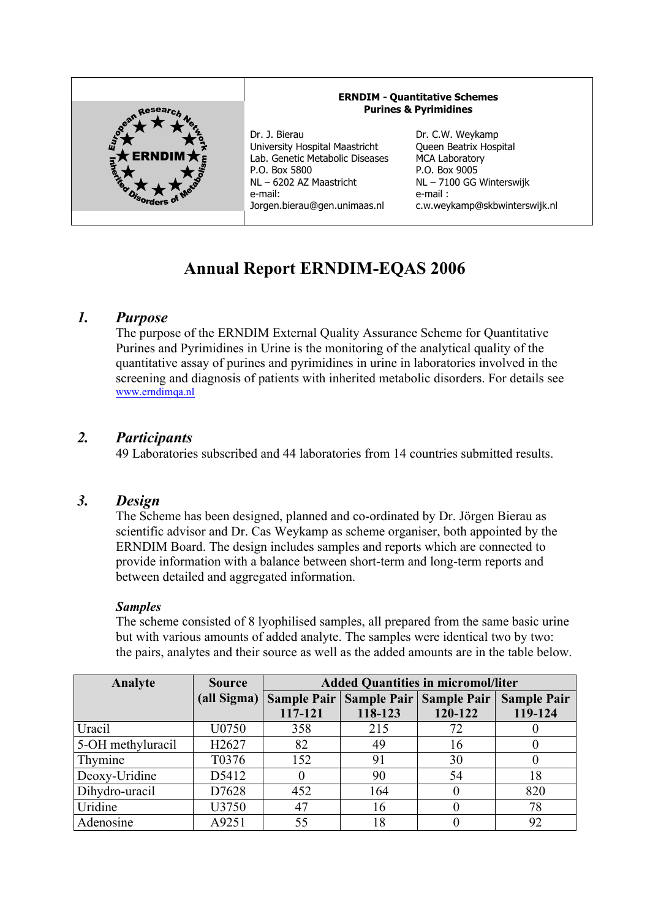**ERNDIM - Quantitative Schemes**
**Purines & Pyrimidines**

Dr. J. Bierau
University Hospital Maastricht
Lab. Genetic Metabolic Diseases
P.O. Box 5800
NL – 6202 AZ Maastricht
e-mail:
Jorgen.bierau@gen.unimaas.nl

Dr. C.W. Weykamp
Queen Beatrix Hospital
MCA Laboratory
P.O. Box 9005
NL – 7100 GG Winterswijk
e-mail :
c.w.weykamp@skbwinterswijk.nl

# Annual Report ERNDIM-EQAS 2006

## 1. *Purpose*

The purpose of the ERNDIM External Quality Assurance Scheme for Quantitative Purines and Pyrimidines in Urine is the monitoring of the analytical quality of the quantitative assay of purines and pyrimidines in urine in laboratories involved in the screening and diagnosis of patients with inherited metabolic disorders. For details see www.erndimqa.nl

## 2. *Participants*

49 Laboratories subscribed and 44 laboratories from 14 countries submitted results.

## 3. *Design*

The Scheme has been designed, planned and co-ordinated by Dr. Jörgen Bierau as scientific advisor and Dr. Cas Weykamp as scheme organiser, both appointed by the ERNDIM Board. The design includes samples and reports which are connected to provide information with a balance between short-term and long-term reports and between detailed and aggregated information.

### *Samples*

The scheme consisted of 8 lyophilised samples, all prepared from the same basic urine but with various amounts of added analyte. The samples were identical two by two: the pairs, analytes and their source as well as the added amounts are in the table below.

| Analyte | Source (all Sigma) | Added Quantities in micromol/liter | | | |
|---|---|---|---|---|---|
| | | Sample Pair 117-121 | Sample Pair 118-123 | Sample Pair 120-122 | Sample Pair 119-124 |
| Uracil | U0750 | 358 | 215 | 72 | 0 |
| 5-OH methyluracil | H2627 | 82 | 49 | 16 | 0 |
| Thymine | T0376 | 152 | 91 | 30 | 0 |
| Deoxy-Uridine | D5412 | 0 | 90 | 54 | 18 |
| Dihydro-uracil | D7628 | 452 | 164 | 0 | 820 |
| Uridine | U3750 | 47 | 16 | 0 | 78 |
| Adenosine | A9251 | 55 | 18 | 0 | 92 |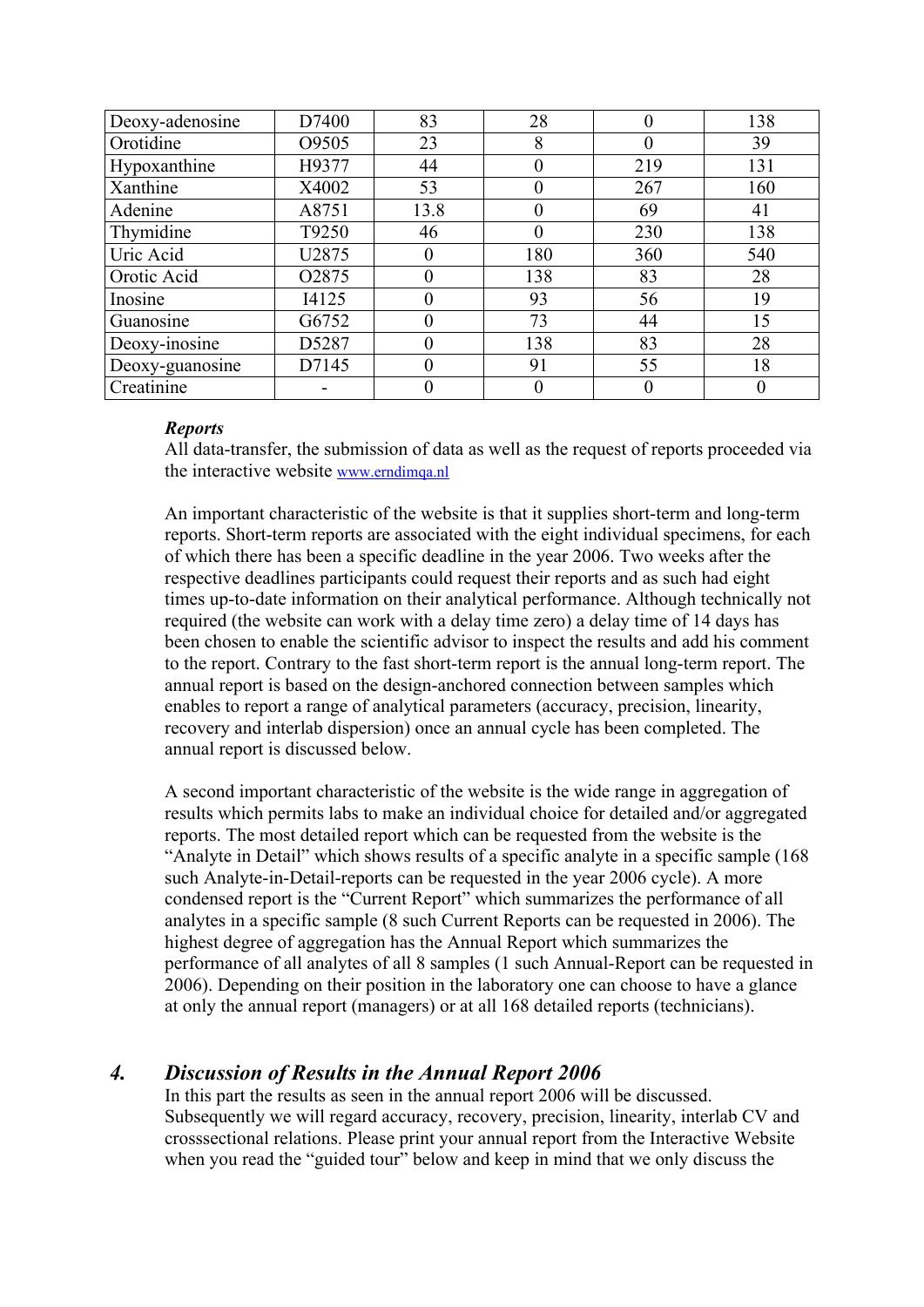| Deoxy-adenosine | D7400 | 83 | 28 | 0 | 138 |
|---|---|---|---|---|---|
| Orotidine | O9505 | 23 | 8 | 0 | 39 |
| Hypoxanthine | H9377 | 44 | 0 | 219 | 131 |
| Xanthine | X4002 | 53 | 0 | 267 | 160 |
| Adenine | A8751 | 13.8 | 0 | 69 | 41 |
| Thymidine | T9250 | 46 | 0 | 230 | 138 |
| Uric Acid | U2875 | 0 | 180 | 360 | 540 |
| Orotic Acid | O2875 | 0 | 138 | 83 | 28 |
| Inosine | I4125 | 0 | 93 | 56 | 19 |
| Guanosine | G6752 | 0 | 73 | 44 | 15 |
| Deoxy-inosine | D5287 | 0 | 138 | 83 | 28 |
| Deoxy-guanosine | D7145 | 0 | 91 | 55 | 18 |
| Creatinine | - | 0 | 0 | 0 | 0 |

***Reports***

All data-transfer, the submission of data as well as the request of reports proceeded via the interactive website www.erndimqa.nl

An important characteristic of the website is that it supplies short-term and long-term reports. Short-term reports are associated with the eight individual specimens, for each of which there has been a specific deadline in the year 2006. Two weeks after the respective deadlines participants could request their reports and as such had eight times up-to-date information on their analytical performance. Although technically not required (the website can work with a delay time zero) a delay time of 14 days has been chosen to enable the scientific advisor to inspect the results and add his comment to the report. Contrary to the fast short-term report is the annual long-term report. The annual report is based on the design-anchored connection between samples which enables to report a range of analytical parameters (accuracy, precision, linearity, recovery and interlab dispersion) once an annual cycle has been completed. The annual report is discussed below.

A second important characteristic of the website is the wide range in aggregation of results which permits labs to make an individual choice for detailed and/or aggregated reports. The most detailed report which can be requested from the website is the "Analyte in Detail" which shows results of a specific analyte in a specific sample (168 such Analyte-in-Detail-reports can be requested in the year 2006 cycle). A more condensed report is the "Current Report" which summarizes the performance of all analytes in a specific sample (8 such Current Reports can be requested in 2006). The highest degree of aggregation has the Annual Report which summarizes the performance of all analytes of all 8 samples (1 such Annual-Report can be requested in 2006). Depending on their position in the laboratory one can choose to have a glance at only the annual report (managers) or at all 168 detailed reports (technicians).

## *4. Discussion of Results in the Annual Report 2006*

In this part the results as seen in the annual report 2006 will be discussed. Subsequently we will regard accuracy, recovery, precision, linearity, interlab CV and crosssectional relations. Please print your annual report from the Interactive Website when you read the "guided tour" below and keep in mind that we only discuss the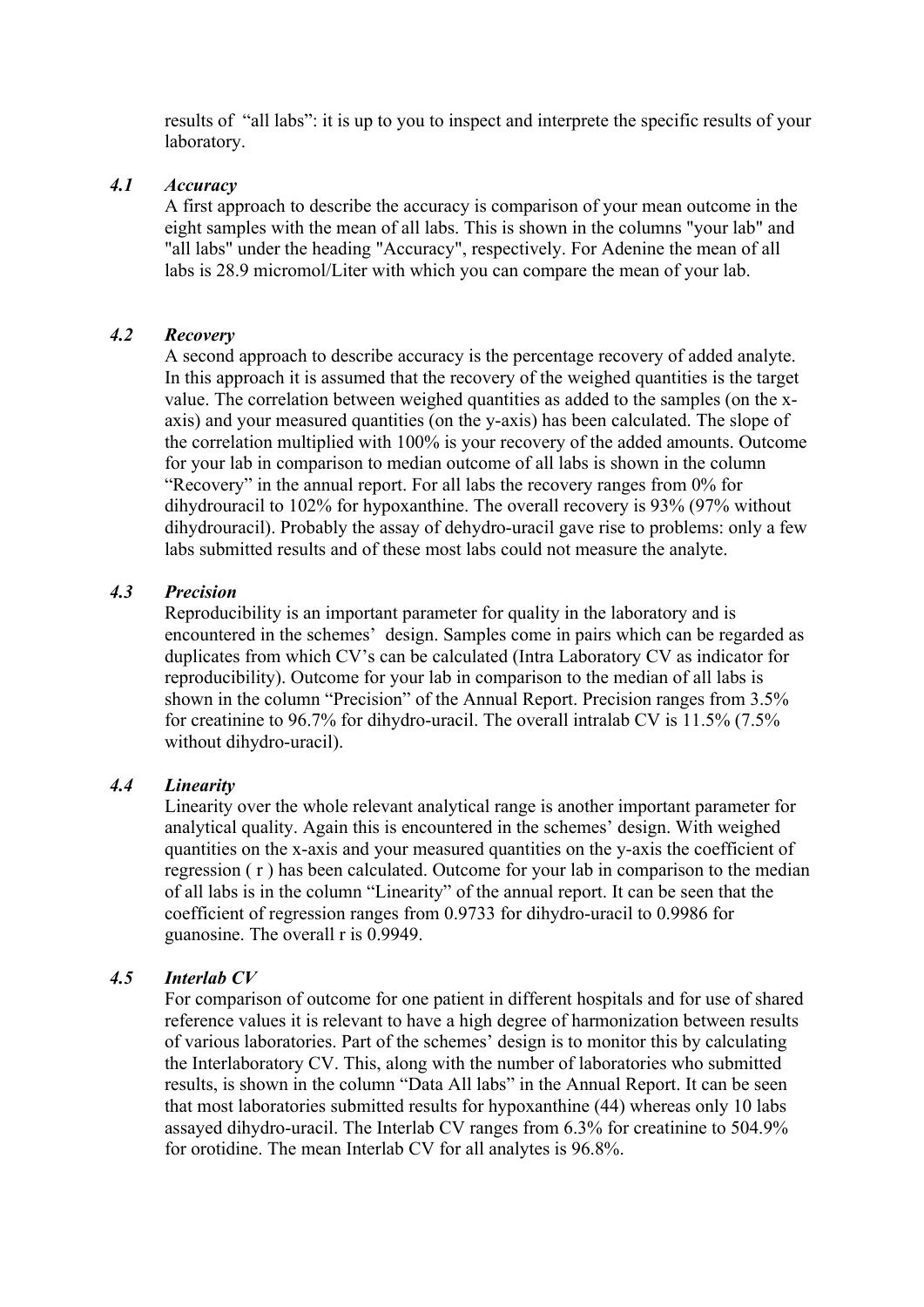results of "all labs": it is up to you to inspect and interprete the specific results of your laboratory.

### *4.1 Accuracy*

A first approach to describe the accuracy is comparison of your mean outcome in the eight samples with the mean of all labs. This is shown in the columns "your lab" and "all labs" under the heading "Accuracy", respectively. For Adenine the mean of all labs is 28.9 micromol/Liter with which you can compare the mean of your lab.

### *4.2 Recovery*

A second approach to describe accuracy is the percentage recovery of added analyte. In this approach it is assumed that the recovery of the weighed quantities is the target value. The correlation between weighed quantities as added to the samples (on the x-axis) and your measured quantities (on the y-axis) has been calculated. The slope of the correlation multiplied with 100% is your recovery of the added amounts. Outcome for your lab in comparison to median outcome of all labs is shown in the column "Recovery" in the annual report. For all labs the recovery ranges from 0% for dihydrouracil to 102% for hypoxanthine. The overall recovery is 93% (97% without dihydrouracil). Probably the assay of dehydro-uracil gave rise to problems: only a few labs submitted results and of these most labs could not measure the analyte.

### *4.3 Precision*

Reproducibility is an important parameter for quality in the laboratory and is encountered in the schemes' design. Samples come in pairs which can be regarded as duplicates from which CV's can be calculated (Intra Laboratory CV as indicator for reproducibility). Outcome for your lab in comparison to the median of all labs is shown in the column "Precision" of the Annual Report. Precision ranges from 3.5% for creatinine to 96.7% for dihydro-uracil. The overall intralab CV is 11.5% (7.5% without dihydro-uracil).

### *4.4 Linearity*

Linearity over the whole relevant analytical range is another important parameter for analytical quality. Again this is encountered in the schemes' design. With weighed quantities on the x-axis and your measured quantities on the y-axis the coefficient of regression ( r ) has been calculated. Outcome for your lab in comparison to the median of all labs is in the column "Linearity" of the annual report. It can be seen that the coefficient of regression ranges from 0.9733 for dihydro-uracil to 0.9986 for guanosine. The overall r is 0.9949.

### *4.5 Interlab CV*

For comparison of outcome for one patient in different hospitals and for use of shared reference values it is relevant to have a high degree of harmonization between results of various laboratories. Part of the schemes' design is to monitor this by calculating the Interlaboratory CV. This, along with the number of laboratories who submitted results, is shown in the column "Data All labs" in the Annual Report. It can be seen that most laboratories submitted results for hypoxanthine (44) whereas only 10 labs assayed dihydro-uracil. The Interlab CV ranges from 6.3% for creatinine to 504.9% for orotidine. The mean Interlab CV for all analytes is 96.8%.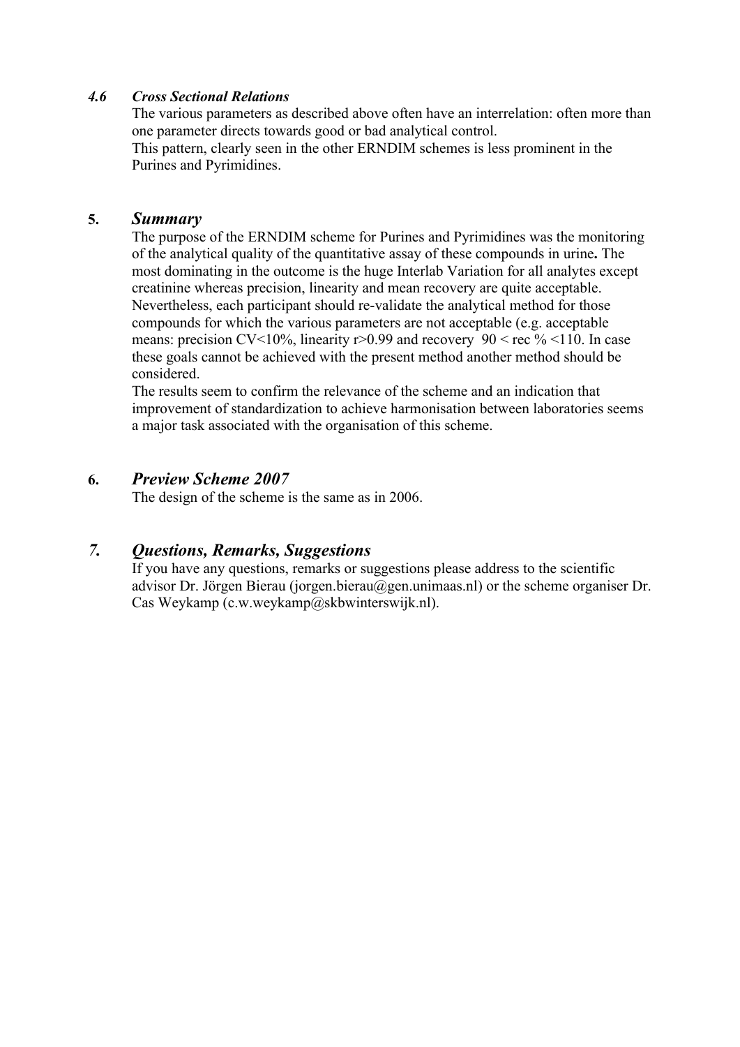### *4.6 Cross Sectional Relations*

The various parameters as described above often have an interrelation: often more than one parameter directs towards good or bad analytical control.
This pattern, clearly seen in the other ERNDIM schemes is less prominent in the Purines and Pyrimidines.

## 5. *Summary*

The purpose of the ERNDIM scheme for Purines and Pyrimidines was the monitoring of the analytical quality of the quantitative assay of these compounds in urine**.** The most dominating in the outcome is the huge Interlab Variation for all analytes except creatinine whereas precision, linearity and mean recovery are quite acceptable. Nevertheless, each participant should re-validate the analytical method for those compounds for which the various parameters are not acceptable (e.g. acceptable means: precision CV<10%, linearity r>0.99 and recovery 90 < rec % <110. In case these goals cannot be achieved with the present method another method should be considered.
The results seem to confirm the relevance of the scheme and an indication that improvement of standardization to achieve harmonisation between laboratories seems a major task associated with the organisation of this scheme.

## 6. *Preview Scheme 2007*

The design of the scheme is the same as in 2006.

## *7. Questions, Remarks, Suggestions*

If you have any questions, remarks or suggestions please address to the scientific advisor Dr. Jörgen Bierau (jorgen.bierau@gen.unimaas.nl) or the scheme organiser Dr. Cas Weykamp (c.w.weykamp@skbwinterswijk.nl).